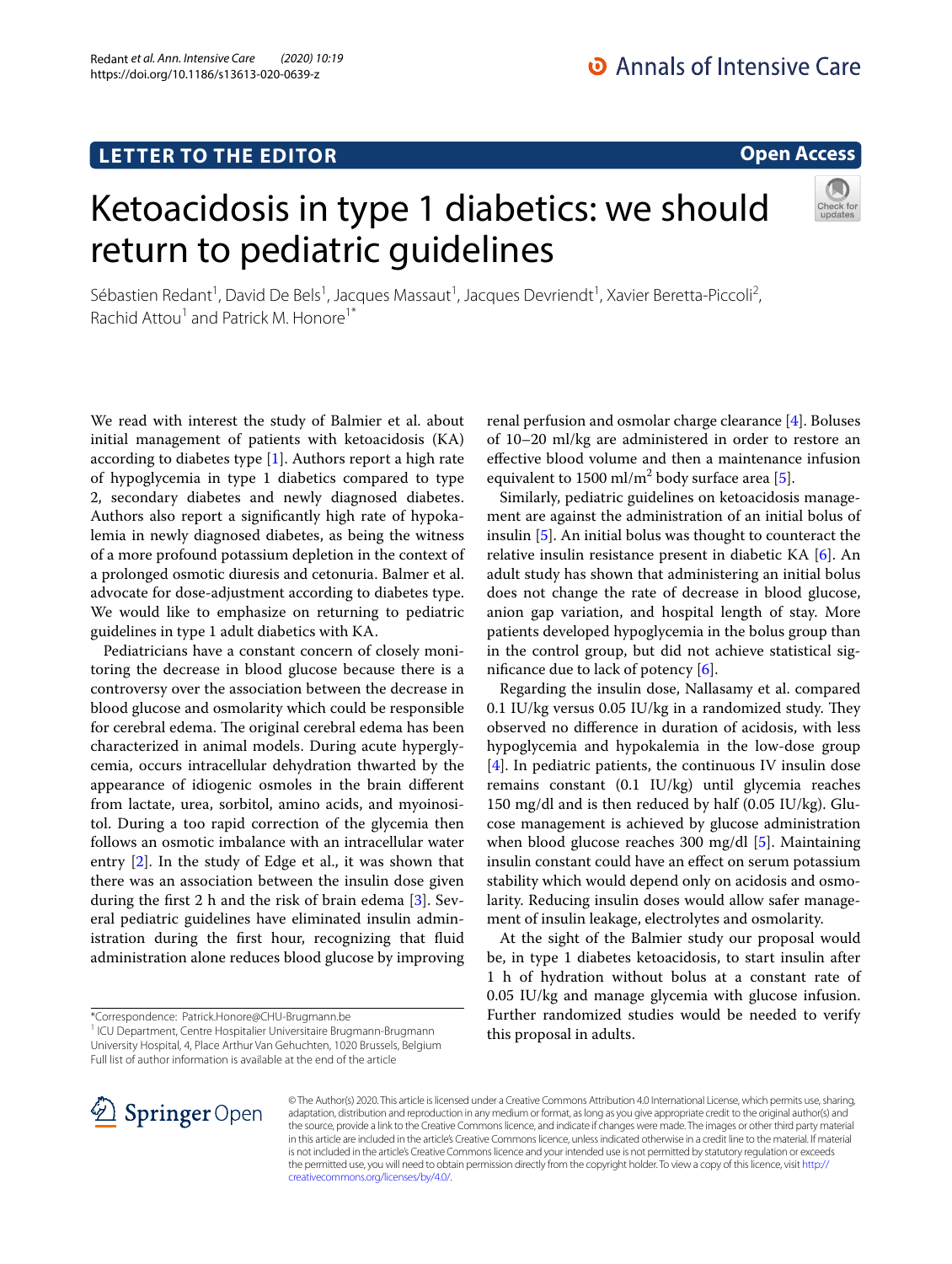LETTER TO THE EDITOR

Open Access

# Ketoacidosis in type 1 diabetics: we should return to pediatric guidelines

Sébastien Redant[1], David De Bels[1], Jacques Massaut[1], Jacques Devriendt[1], Xavier Beretta-Piccoli[2], Rachid Attou[1] and Patrick M. Honore[1*]

We read with interest the study of Balmier et al. about initial management of patients with ketoacidosis (KA) according to diabetes type [1]. Authors report a high rate of hypoglycemia in type 1 diabetics compared to type 2, secondary diabetes and newly diagnosed diabetes. Authors also report a significantly high rate of hypokalemia in newly diagnosed diabetes, as being the witness of a more profound potassium depletion in the context of a prolonged osmotic diuresis and cetonuria. Balmer et al. advocate for dose-adjustment according to diabetes type. We would like to emphasize on returning to pediatric guidelines in type 1 adult diabetics with KA.

Pediatricians have a constant concern of closely monitoring the decrease in blood glucose because there is a controversy over the association between the decrease in blood glucose and osmolarity which could be responsible for cerebral edema. The original cerebral edema has been characterized in animal models. During acute hyperglycemia, occurs intracellular dehydration thwarted by the appearance of idiogenic osmoles in the brain different from lactate, urea, sorbitol, amino acids, and myoinositol. During a too rapid correction of the glycemia then follows an osmotic imbalance with an intracellular water entry [2]. In the study of Edge et al., it was shown that there was an association between the insulin dose given during the first 2 h and the risk of brain edema [3]. Several pediatric guidelines have eliminated insulin administration during the first hour, recognizing that fluid administration alone reduces blood glucose by improving renal perfusion and osmolar charge clearance [4]. Boluses of 10–20 ml/kg are administered in order to restore an effective blood volume and then a maintenance infusion equivalent to 1500 ml/$m^2$ body surface area [5].

Similarly, pediatric guidelines on ketoacidosis management are against the administration of an initial bolus of insulin [5]. An initial bolus was thought to counteract the relative insulin resistance present in diabetic KA [6]. An adult study has shown that administering an initial bolus does not change the rate of decrease in blood glucose, anion gap variation, and hospital length of stay. More patients developed hypoglycemia in the bolus group than in the control group, but did not achieve statistical significance due to lack of potency [6].

Regarding the insulin dose, Nallasamy et al. compared 0.1 IU/kg versus 0.05 IU/kg in a randomized study. They observed no difference in duration of acidosis, with less hypoglycemia and hypokalemia in the low-dose group [4]. In pediatric patients, the continuous IV insulin dose remains constant (0.1 IU/kg) until glycemia reaches 150 mg/dl and is then reduced by half (0.05 IU/kg). Glucose management is achieved by glucose administration when blood glucose reaches 300 mg/dl [5]. Maintaining insulin constant could have an effect on serum potassium stability which would depend only on acidosis and osmolarity. Reducing insulin doses would allow safer management of insulin leakage, electrolytes and osmolarity.

At the sight of the Balmier study our proposal would be, in type 1 diabetes ketoacidosis, to start insulin after 1 h of hydration without bolus at a constant rate of 0.05 IU/kg and manage glycemia with glucose infusion. Further randomized studies would be needed to verify this proposal in adults.

*Correspondence: Patrick.Honore@CHU-Brugmann.be
[1] ICU Department, Centre Hospitalier Universitaire Brugmann-Brugmann University Hospital, 4, Place Arthur Van Gehuchten, 1020 Brussels, Belgium
Full list of author information is available at the end of the article

© The Author(s) 2020. This article is licensed under a Creative Commons Attribution 4.0 International License, which permits use, sharing, adaptation, distribution and reproduction in any medium or format, as long as you give appropriate credit to the original author(s) and the source, provide a link to the Creative Commons licence, and indicate if changes were made. The images or other third party material in this article are included in the article's Creative Commons licence, unless indicated otherwise in a credit line to the material. If material is not included in the article's Creative Commons licence and your intended use is not permitted by statutory regulation or exceeds the permitted use, you will need to obtain permission directly from the copyright holder. To view a copy of this licence, visit http://creativecommons.org/licenses/by/4.0/.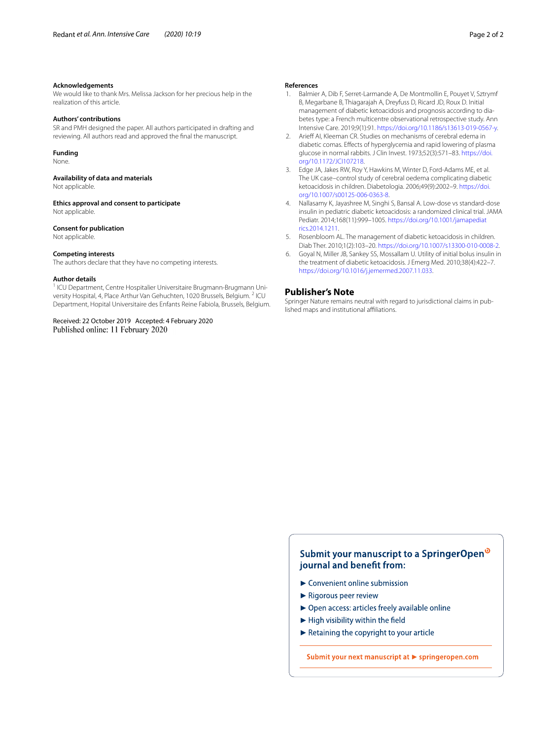### Acknowledgements

We would like to thank Mrs. Melissa Jackson for her precious help in the realization of this article.

### Authors' contributions

SR and PMH designed the paper. All authors participated in drafting and reviewing. All authors read and approved the final the manuscript.

### Funding

None.

### Availability of data and materials

Not applicable.

### Ethics approval and consent to participate

Not applicable.

### Consent for publication

Not applicable.

### Competing interests

The authors declare that they have no competing interests.

### Author details

[1] ICU Department, Centre Hospitalier Universitaire Brugmann-Brugmann University Hospital, 4, Place Arthur Van Gehuchten, 1020 Brussels, Belgium. [2] ICU Department, Hopital Universitaire des Enfants Reine Fabiola, Brussels, Belgium.

Received: 22 October 2019 Accepted: 4 February 2020
Published online: 11 February 2020

### References

1. Balmier A, Dib F, Serret-Larmande A, De Montmollin E, Pouyet V, Sztrymf B, Megarbane B, Thiagarajah A, Dreyfuss D, Ricard JD, Roux D. Initial management of diabetic ketoacidosis and prognosis according to diabetes type: a French multicentre observational retrospective study. Ann Intensive Care. 2019;9(1):91. https://doi.org/10.1186/s13613-019-0567-y.
2. Arieff AI, Kleeman CR. Studies on mechanisms of cerebral edema in diabetic comas. Effects of hyperglycemia and rapid lowering of plasma glucose in normal rabbits. J Clin Invest. 1973;52(3):571–83. https://doi.org/10.1172/JCI107218.
3. Edge JA, Jakes RW, Roy Y, Hawkins M, Winter D, Ford-Adams ME, et al. The UK case–control study of cerebral oedema complicating diabetic ketoacidosis in children. Diabetologia. 2006;49(9):2002–9. https://doi.org/10.1007/s00125-006-0363-8.
4. Nallasamy K, Jayashree M, Singhi S, Bansal A. Low-dose vs standard-dose insulin in pediatric diabetic ketoacidosis: a randomized clinical trial. JAMA Pediatr. 2014;168(11):999–1005. https://doi.org/10.1001/jamapediatrics.2014.1211.
5. Rosenbloom AL. The management of diabetic ketoacidosis in children. Diab Ther. 2010;1(2):103–20. https://doi.org/10.1007/s13300-010-0008-2.
6. Goyal N, Miller JB, Sankey SS, Mossallam U. Utility of initial bolus insulin in the treatment of diabetic ketoacidosis. J Emerg Med. 2010;38(4):422–7. https://doi.org/10.1016/j.jemermed.2007.11.033.

## Publisher's Note

Springer Nature remains neutral with regard to jurisdictional claims in published maps and institutional affiliations.

**Submit your manuscript to a SpringerOpen journal and benefit from:**

- ► Convenient online submission
- ► Rigorous peer review
- ► Open access: articles freely available online
- ► High visibility within the field
- ► Retaining the copyright to your article

**Submit your next manuscript at ► springeropen.com**